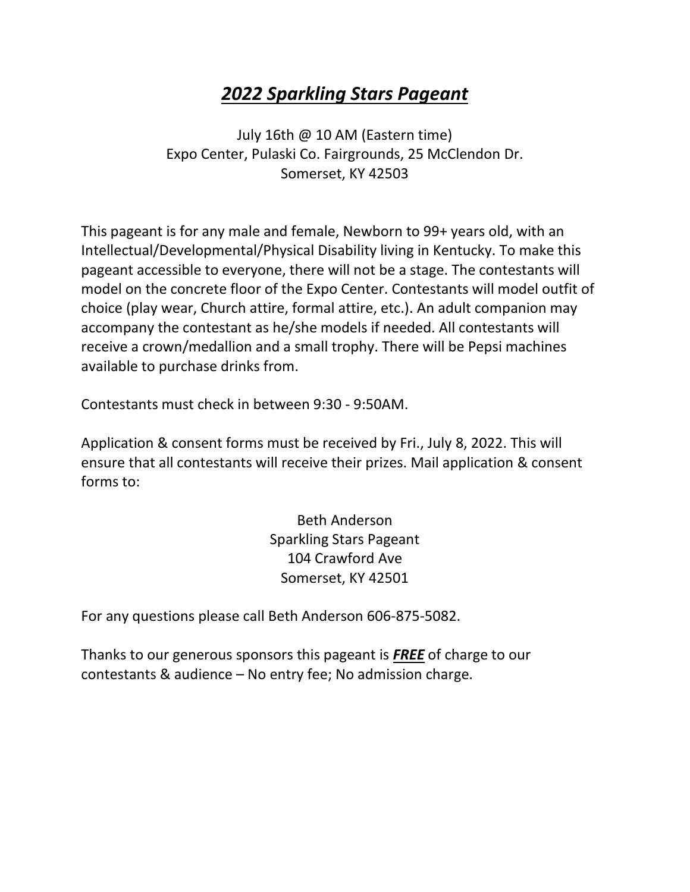# ***2022 Sparkling Stars Pageant***

July 16th @ 10 AM (Eastern time)
Expo Center, Pulaski Co. Fairgrounds, 25 McClendon Dr.
Somerset, KY 42503

This pageant is for any male and female, Newborn to 99+ years old, with an Intellectual/Developmental/Physical Disability living in Kentucky. To make this pageant accessible to everyone, there will not be a stage. The contestants will model on the concrete floor of the Expo Center. Contestants will model outfit of choice (play wear, Church attire, formal attire, etc.). An adult companion may accompany the contestant as he/she models if needed. All contestants will receive a crown/medallion and a small trophy. There will be Pepsi machines available to purchase drinks from.

Contestants must check in between 9:30 - 9:50AM.

Application & consent forms must be received by Fri., July 8, 2022. This will ensure that all contestants will receive their prizes. Mail application & consent forms to:

Beth Anderson
Sparkling Stars Pageant
104 Crawford Ave
Somerset, KY 42501

For any questions please call Beth Anderson 606-875-5082.

Thanks to our generous sponsors this pageant is ***FREE*** of charge to our contestants & audience – No entry fee; No admission charge.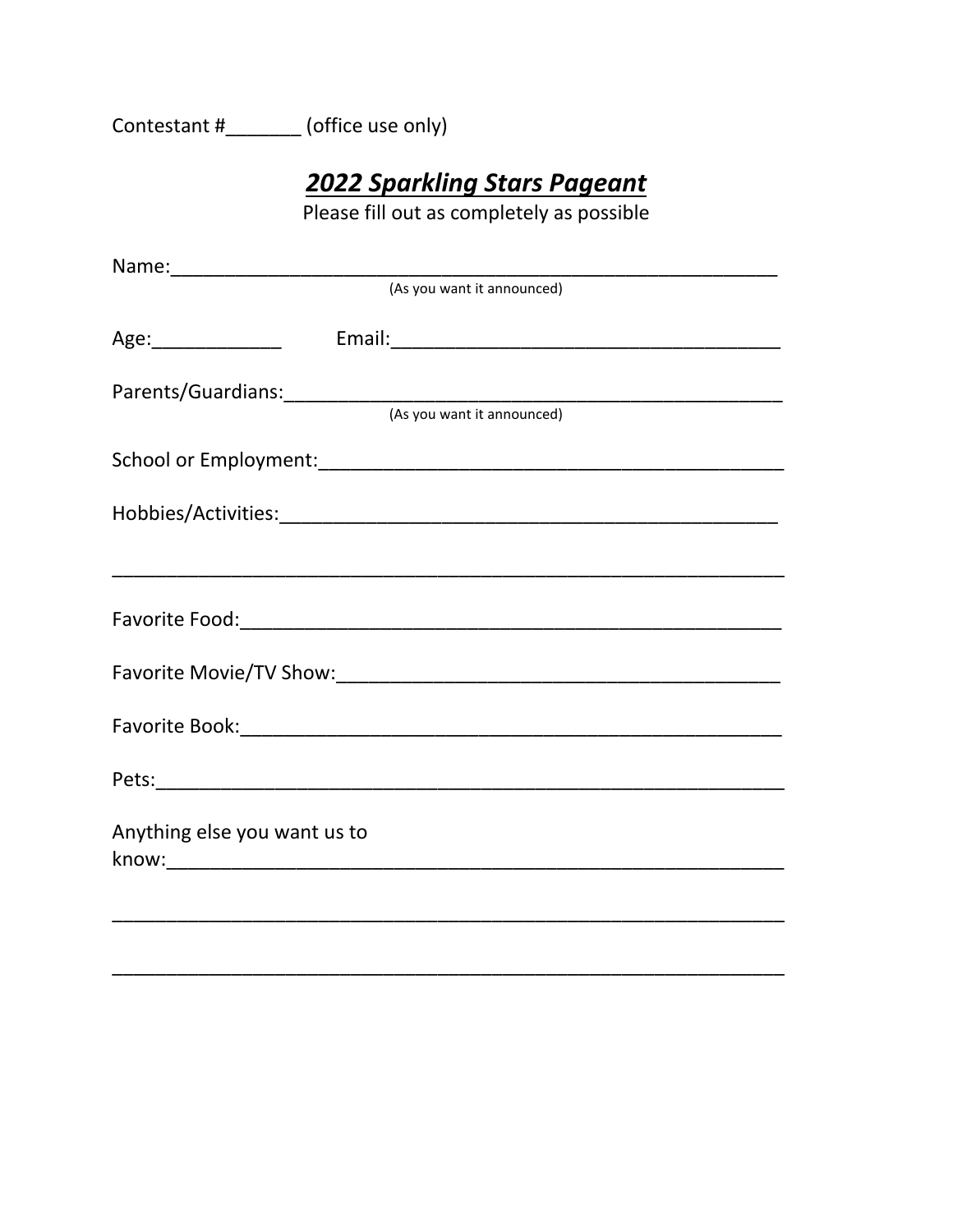Contestant #_______ (office use only)

## ***2022 Sparkling Stars Pageant***

Please fill out as completely as possible

Name:_____________________________________________________
(As you want it announced)

Age:____________ Email:___________________________________

Parents/Guardians:________________________________________
(As you want it announced)

School or Employment:_____________________________________

Hobbies/Activities:_______________________________________

__________________________________________________________

Favorite Food:____________________________________________

Favorite Movie/TV Show:___________________________________

Favorite Book:____________________________________________

Pets:_____________________________________________________

Anything else you want us to know:________________________

__________________________________________________________

__________________________________________________________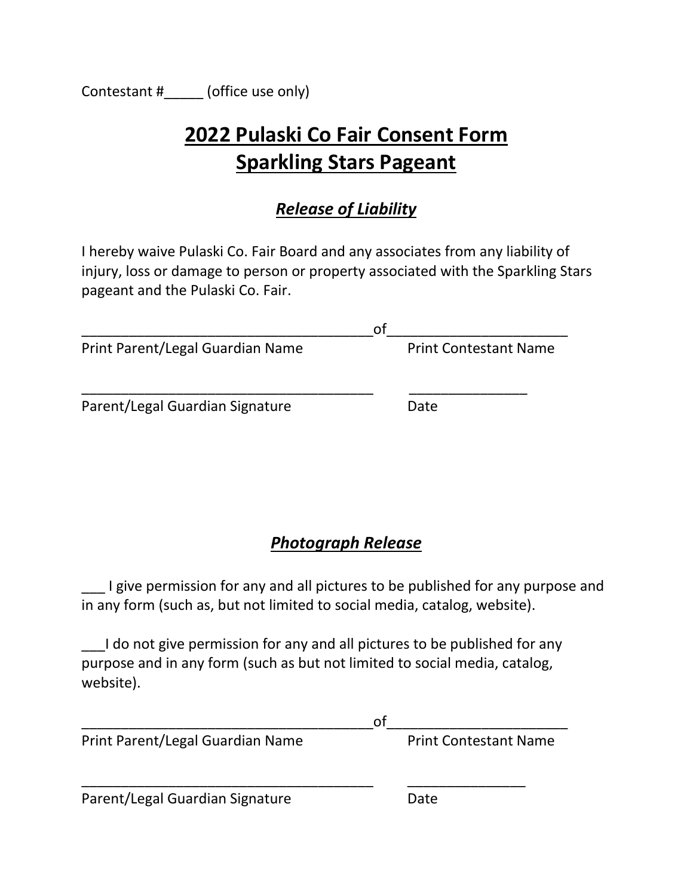Contestant #_____ (office use only)

# 2022 Pulaski Co Fair Consent Form
# Sparkling Stars Pageant

## *Release of Liability*

I hereby waive Pulaski Co. Fair Board and any associates from any liability of injury, loss or damage to person or property associated with the Sparkling Stars pageant and the Pulaski Co. Fair.

_____________________________________of______________________

Print Parent/Legal Guardian Name                Print Contestant Name

_____________________________________      _______________

Parent/Legal Guardian Signature                Date

## *Photograph Release*

___ I give permission for any and all pictures to be published for any purpose and in any form (such as, but not limited to social media, catalog, website).

___I do not give permission for any and all pictures to be published for any purpose and in any form (such as but not limited to social media, catalog, website).

_____________________________________of______________________

Print Parent/Legal Guardian Name                Print Contestant Name

_____________________________________      _______________

Parent/Legal Guardian Signature                Date